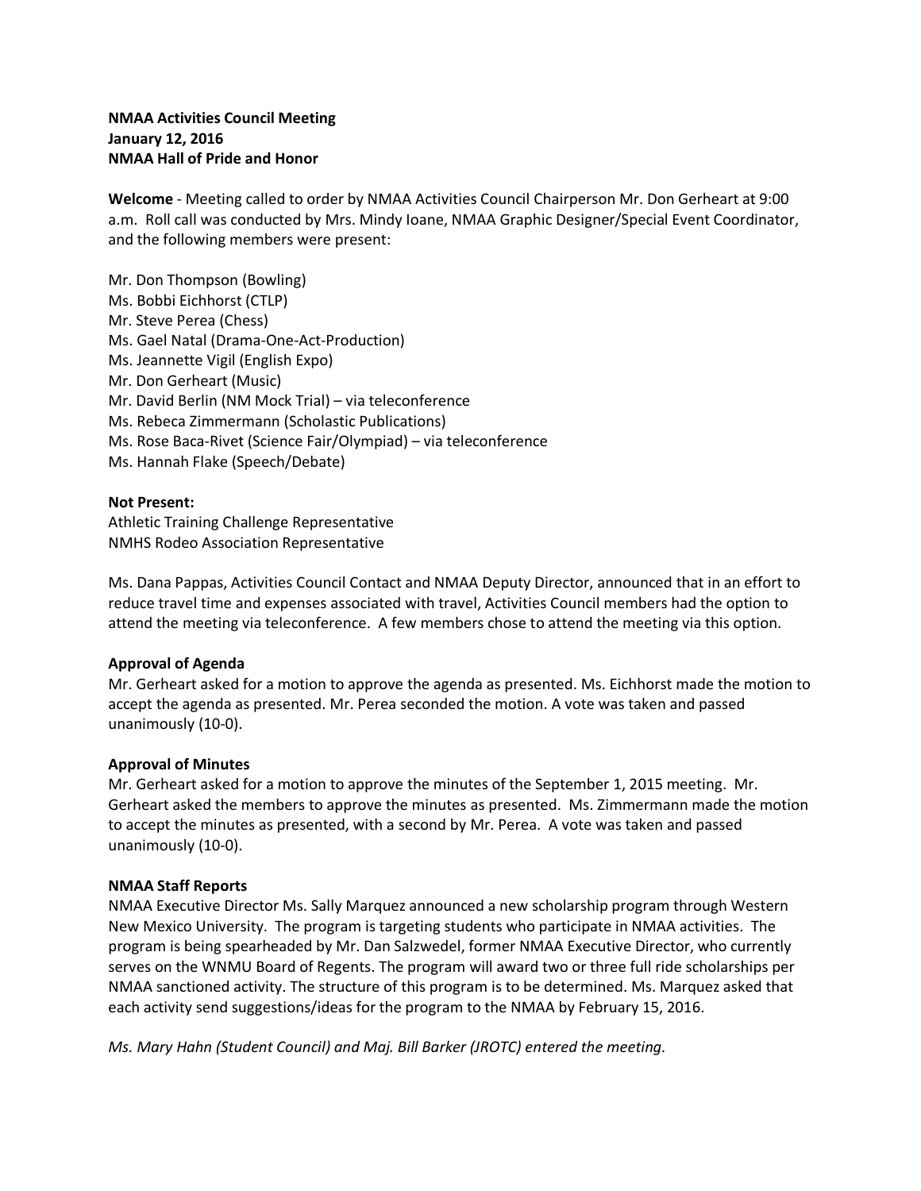**NMAA Activities Council Meeting**
**January 12, 2016**
**NMAA Hall of Pride and Honor**

**Welcome** - Meeting called to order by NMAA Activities Council Chairperson Mr. Don Gerheart at 9:00 a.m. Roll call was conducted by Mrs. Mindy Ioane, NMAA Graphic Designer/Special Event Coordinator, and the following members were present:

Mr. Don Thompson (Bowling)
Ms. Bobbi Eichhorst (CTLP)
Mr. Steve Perea (Chess)
Ms. Gael Natal (Drama-One-Act-Production)
Ms. Jeannette Vigil (English Expo)
Mr. Don Gerheart (Music)
Mr. David Berlin (NM Mock Trial) – via teleconference
Ms. Rebeca Zimmermann (Scholastic Publications)
Ms. Rose Baca-Rivet (Science Fair/Olympiad) – via teleconference
Ms. Hannah Flake (Speech/Debate)

**Not Present:**
Athletic Training Challenge Representative
NMHS Rodeo Association Representative

Ms. Dana Pappas, Activities Council Contact and NMAA Deputy Director, announced that in an effort to reduce travel time and expenses associated with travel, Activities Council members had the option to attend the meeting via teleconference. A few members chose to attend the meeting via this option.

**Approval of Agenda**
Mr. Gerheart asked for a motion to approve the agenda as presented. Ms. Eichhorst made the motion to accept the agenda as presented. Mr. Perea seconded the motion. A vote was taken and passed unanimously (10-0).

**Approval of Minutes**
Mr. Gerheart asked for a motion to approve the minutes of the September 1, 2015 meeting. Mr. Gerheart asked the members to approve the minutes as presented. Ms. Zimmermann made the motion to accept the minutes as presented, with a second by Mr. Perea. A vote was taken and passed unanimously (10-0).

**NMAA Staff Reports**
NMAA Executive Director Ms. Sally Marquez announced a new scholarship program through Western New Mexico University. The program is targeting students who participate in NMAA activities. The program is being spearheaded by Mr. Dan Salzwedel, former NMAA Executive Director, who currently serves on the WNMU Board of Regents. The program will award two or three full ride scholarships per NMAA sanctioned activity. The structure of this program is to be determined. Ms. Marquez asked that each activity send suggestions/ideas for the program to the NMAA by February 15, 2016.

*Ms. Mary Hahn (Student Council) and Maj. Bill Barker (JROTC) entered the meeting.*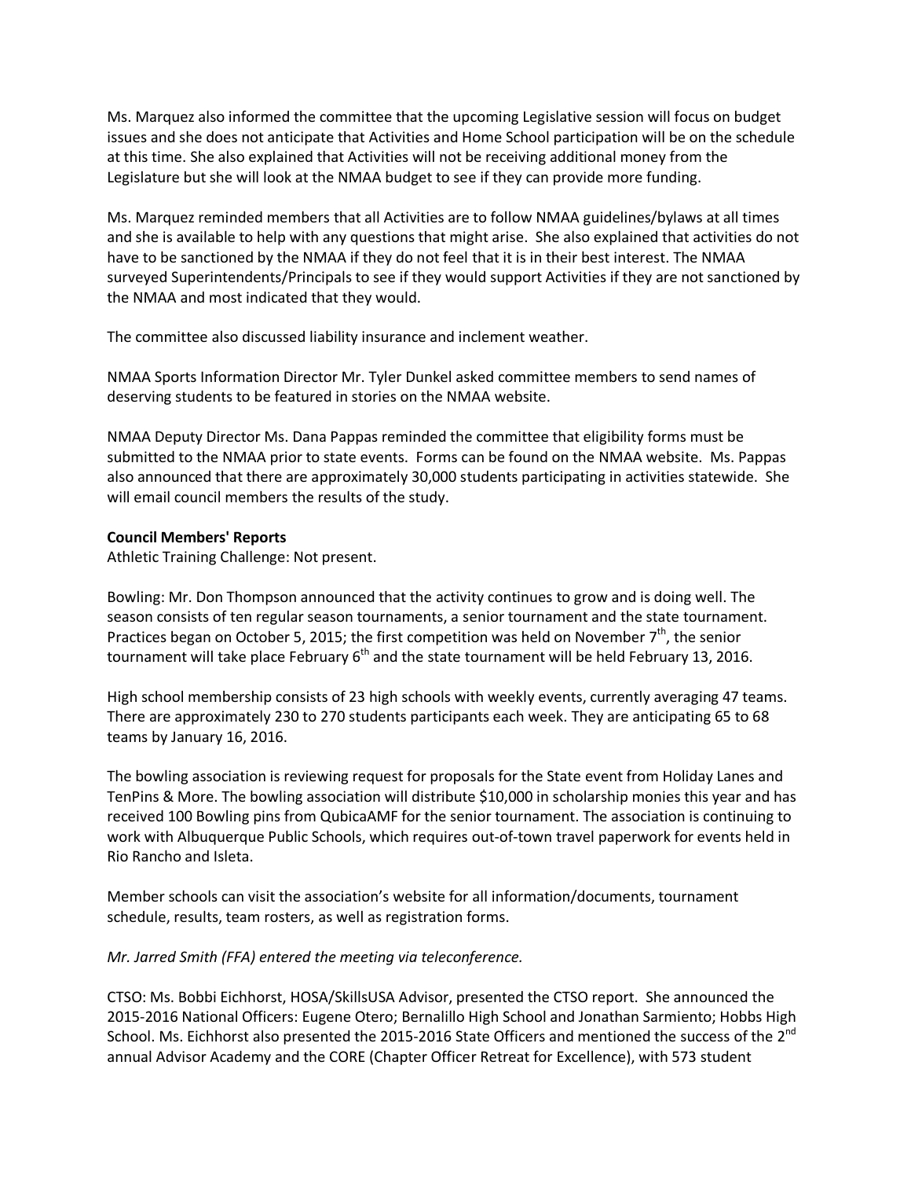Ms. Marquez also informed the committee that the upcoming Legislative session will focus on budget issues and she does not anticipate that Activities and Home School participation will be on the schedule at this time. She also explained that Activities will not be receiving additional money from the Legislature but she will look at the NMAA budget to see if they can provide more funding.

Ms. Marquez reminded members that all Activities are to follow NMAA guidelines/bylaws at all times and she is available to help with any questions that might arise. She also explained that activities do not have to be sanctioned by the NMAA if they do not feel that it is in their best interest. The NMAA surveyed Superintendents/Principals to see if they would support Activities if they are not sanctioned by the NMAA and most indicated that they would.

The committee also discussed liability insurance and inclement weather.

NMAA Sports Information Director Mr. Tyler Dunkel asked committee members to send names of deserving students to be featured in stories on the NMAA website.

NMAA Deputy Director Ms. Dana Pappas reminded the committee that eligibility forms must be submitted to the NMAA prior to state events. Forms can be found on the NMAA website. Ms. Pappas also announced that there are approximately 30,000 students participating in activities statewide. She will email council members the results of the study.

**Council Members' Reports**

Athletic Training Challenge: Not present.

Bowling: Mr. Don Thompson announced that the activity continues to grow and is doing well. The season consists of ten regular season tournaments, a senior tournament and the state tournament. Practices began on October 5, 2015; the first competition was held on November 7th, the senior tournament will take place February 6th and the state tournament will be held February 13, 2016.

High school membership consists of 23 high schools with weekly events, currently averaging 47 teams. There are approximately 230 to 270 students participants each week. They are anticipating 65 to 68 teams by January 16, 2016.

The bowling association is reviewing request for proposals for the State event from Holiday Lanes and TenPins & More. The bowling association will distribute $10,000 in scholarship monies this year and has received 100 Bowling pins from QubicaAMF for the senior tournament. The association is continuing to work with Albuquerque Public Schools, which requires out-of-town travel paperwork for events held in Rio Rancho and Isleta.

Member schools can visit the association's website for all information/documents, tournament schedule, results, team rosters, as well as registration forms.

*Mr. Jarred Smith (FFA) entered the meeting via teleconference.*

CTSO: Ms. Bobbi Eichhorst, HOSA/SkillsUSA Advisor, presented the CTSO report. She announced the 2015-2016 National Officers: Eugene Otero; Bernalillo High School and Jonathan Sarmiento; Hobbs High School. Ms. Eichhorst also presented the 2015-2016 State Officers and mentioned the success of the 2nd annual Advisor Academy and the CORE (Chapter Officer Retreat for Excellence), with 573 student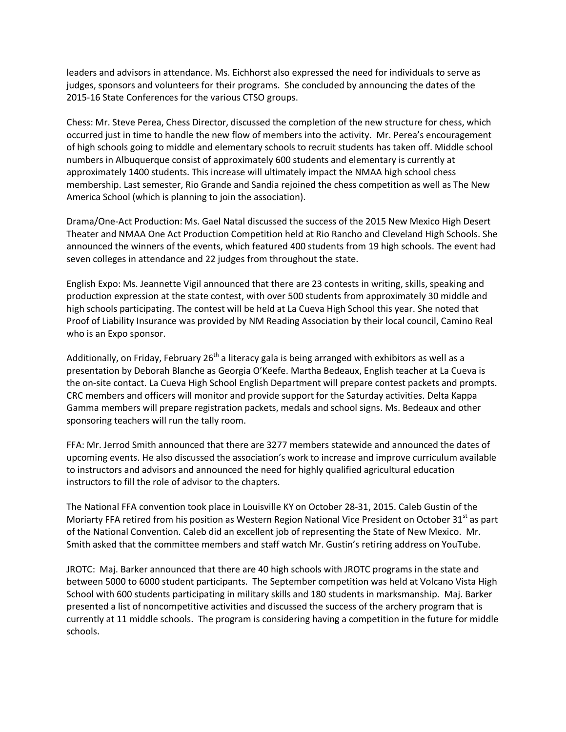leaders and advisors in attendance. Ms. Eichhorst also expressed the need for individuals to serve as judges, sponsors and volunteers for their programs. She concluded by announcing the dates of the 2015-16 State Conferences for the various CTSO groups.

Chess: Mr. Steve Perea, Chess Director, discussed the completion of the new structure for chess, which occurred just in time to handle the new flow of members into the activity. Mr. Perea's encouragement of high schools going to middle and elementary schools to recruit students has taken off. Middle school numbers in Albuquerque consist of approximately 600 students and elementary is currently at approximately 1400 students. This increase will ultimately impact the NMAA high school chess membership. Last semester, Rio Grande and Sandia rejoined the chess competition as well as The New America School (which is planning to join the association).

Drama/One-Act Production: Ms. Gael Natal discussed the success of the 2015 New Mexico High Desert Theater and NMAA One Act Production Competition held at Rio Rancho and Cleveland High Schools. She announced the winners of the events, which featured 400 students from 19 high schools. The event had seven colleges in attendance and 22 judges from throughout the state.

English Expo: Ms. Jeannette Vigil announced that there are 23 contests in writing, skills, speaking and production expression at the state contest, with over 500 students from approximately 30 middle and high schools participating. The contest will be held at La Cueva High School this year. She noted that Proof of Liability Insurance was provided by NM Reading Association by their local council, Camino Real who is an Expo sponsor.

Additionally, on Friday, February 26th a literacy gala is being arranged with exhibitors as well as a presentation by Deborah Blanche as Georgia O'Keefe. Martha Bedeaux, English teacher at La Cueva is the on-site contact. La Cueva High School English Department will prepare contest packets and prompts. CRC members and officers will monitor and provide support for the Saturday activities. Delta Kappa Gamma members will prepare registration packets, medals and school signs. Ms. Bedeaux and other sponsoring teachers will run the tally room.

FFA: Mr. Jerrod Smith announced that there are 3277 members statewide and announced the dates of upcoming events. He also discussed the association's work to increase and improve curriculum available to instructors and advisors and announced the need for highly qualified agricultural education instructors to fill the role of advisor to the chapters.

The National FFA convention took place in Louisville KY on October 28-31, 2015. Caleb Gustin of the Moriarty FFA retired from his position as Western Region National Vice President on October 31st as part of the National Convention. Caleb did an excellent job of representing the State of New Mexico. Mr. Smith asked that the committee members and staff watch Mr. Gustin's retiring address on YouTube.

JROTC: Maj. Barker announced that there are 40 high schools with JROTC programs in the state and between 5000 to 6000 student participants. The September competition was held at Volcano Vista High School with 600 students participating in military skills and 180 students in marksmanship. Maj. Barker presented a list of noncompetitive activities and discussed the success of the archery program that is currently at 11 middle schools. The program is considering having a competition in the future for middle schools.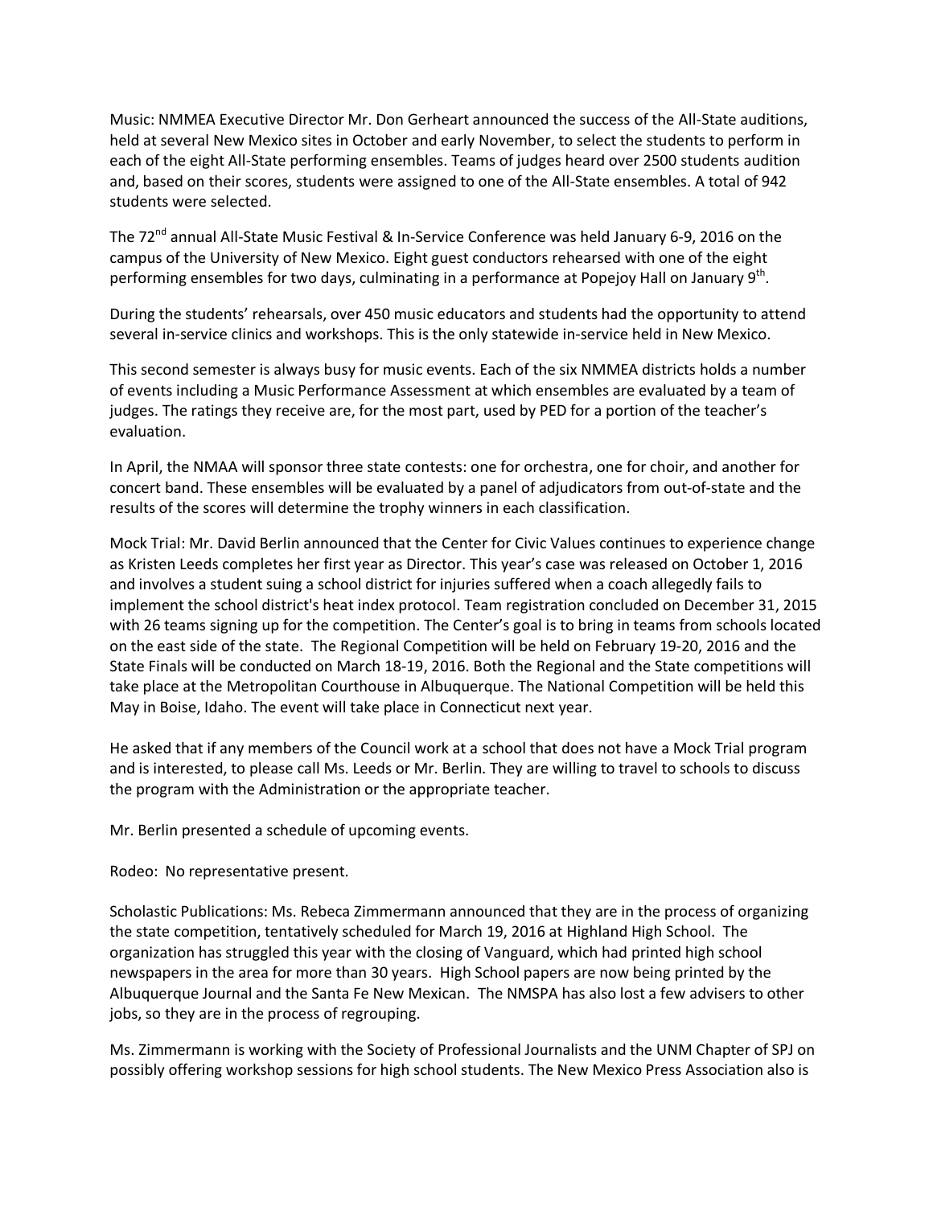Music: NMMEA Executive Director Mr. Don Gerheart announced the success of the All-State auditions, held at several New Mexico sites in October and early November, to select the students to perform in each of the eight All-State performing ensembles. Teams of judges heard over 2500 students audition and, based on their scores, students were assigned to one of the All-State ensembles. A total of 942 students were selected.

The 72nd annual All-State Music Festival & In-Service Conference was held January 6-9, 2016 on the campus of the University of New Mexico. Eight guest conductors rehearsed with one of the eight performing ensembles for two days, culminating in a performance at Popejoy Hall on January 9th.

During the students' rehearsals, over 450 music educators and students had the opportunity to attend several in-service clinics and workshops. This is the only statewide in-service held in New Mexico.

This second semester is always busy for music events. Each of the six NMMEA districts holds a number of events including a Music Performance Assessment at which ensembles are evaluated by a team of judges. The ratings they receive are, for the most part, used by PED for a portion of the teacher's evaluation.

In April, the NMAA will sponsor three state contests: one for orchestra, one for choir, and another for concert band. These ensembles will be evaluated by a panel of adjudicators from out-of-state and the results of the scores will determine the trophy winners in each classification.

Mock Trial: Mr. David Berlin announced that the Center for Civic Values continues to experience change as Kristen Leeds completes her first year as Director. This year's case was released on October 1, 2016 and involves a student suing a school district for injuries suffered when a coach allegedly fails to implement the school district's heat index protocol. Team registration concluded on December 31, 2015 with 26 teams signing up for the competition. The Center's goal is to bring in teams from schools located on the east side of the state. The Regional Competition will be held on February 19-20, 2016 and the State Finals will be conducted on March 18-19, 2016. Both the Regional and the State competitions will take place at the Metropolitan Courthouse in Albuquerque. The National Competition will be held this May in Boise, Idaho. The event will take place in Connecticut next year.

He asked that if any members of the Council work at a school that does not have a Mock Trial program and is interested, to please call Ms. Leeds or Mr. Berlin. They are willing to travel to schools to discuss the program with the Administration or the appropriate teacher.

Mr. Berlin presented a schedule of upcoming events.

Rodeo: No representative present.

Scholastic Publications: Ms. Rebeca Zimmermann announced that they are in the process of organizing the state competition, tentatively scheduled for March 19, 2016 at Highland High School. The organization has struggled this year with the closing of Vanguard, which had printed high school newspapers in the area for more than 30 years. High School papers are now being printed by the Albuquerque Journal and the Santa Fe New Mexican. The NMSPA has also lost a few advisers to other jobs, so they are in the process of regrouping.

Ms. Zimmermann is working with the Society of Professional Journalists and the UNM Chapter of SPJ on possibly offering workshop sessions for high school students. The New Mexico Press Association also is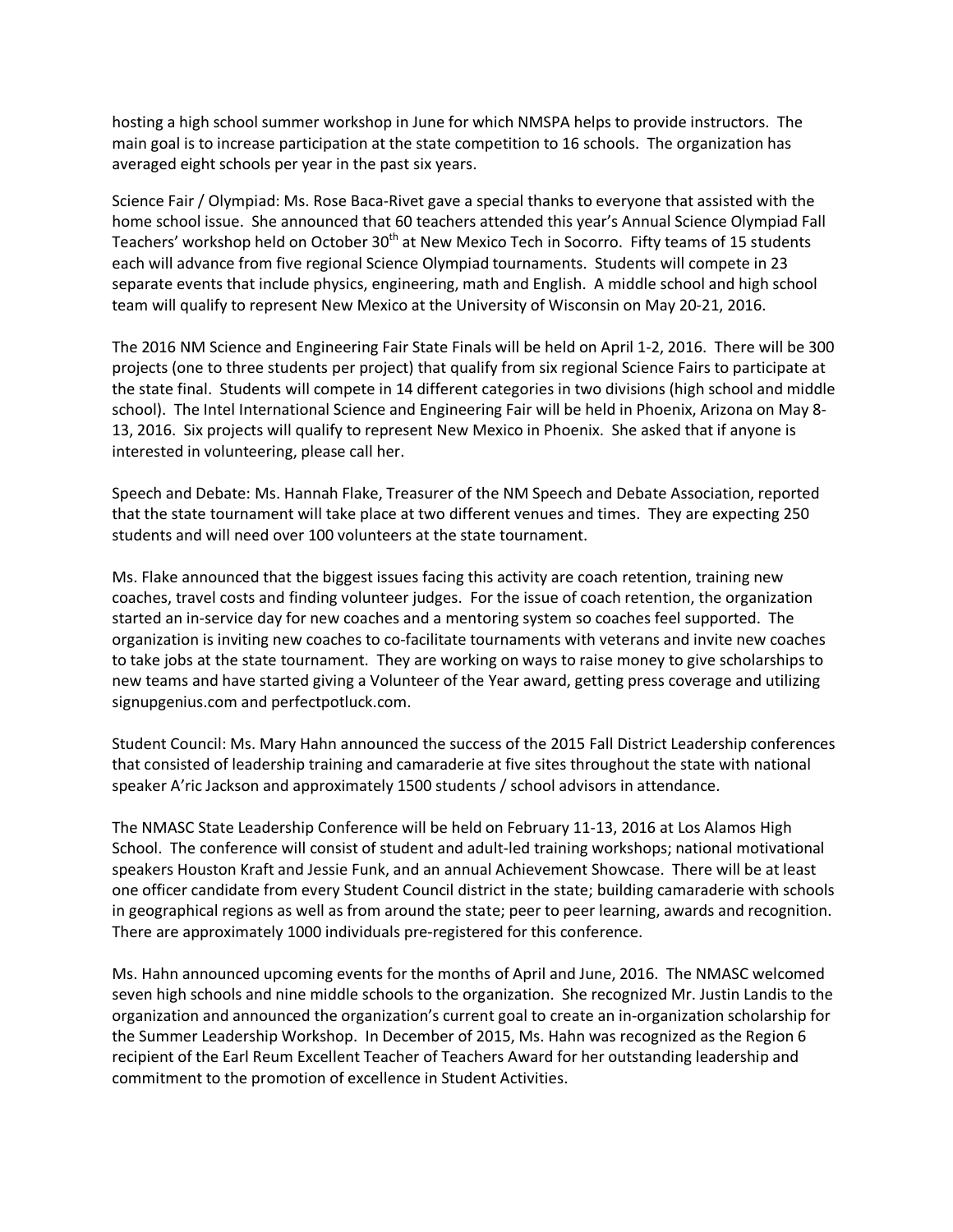hosting a high school summer workshop in June for which NMSPA helps to provide instructors. The main goal is to increase participation at the state competition to 16 schools. The organization has averaged eight schools per year in the past six years.

Science Fair / Olympiad: Ms. Rose Baca-Rivet gave a special thanks to everyone that assisted with the home school issue. She announced that 60 teachers attended this year's Annual Science Olympiad Fall Teachers' workshop held on October 30th at New Mexico Tech in Socorro. Fifty teams of 15 students each will advance from five regional Science Olympiad tournaments. Students will compete in 23 separate events that include physics, engineering, math and English. A middle school and high school team will qualify to represent New Mexico at the University of Wisconsin on May 20-21, 2016.

The 2016 NM Science and Engineering Fair State Finals will be held on April 1-2, 2016. There will be 300 projects (one to three students per project) that qualify from six regional Science Fairs to participate at the state final. Students will compete in 14 different categories in two divisions (high school and middle school). The Intel International Science and Engineering Fair will be held in Phoenix, Arizona on May 8-13, 2016. Six projects will qualify to represent New Mexico in Phoenix. She asked that if anyone is interested in volunteering, please call her.

Speech and Debate: Ms. Hannah Flake, Treasurer of the NM Speech and Debate Association, reported that the state tournament will take place at two different venues and times. They are expecting 250 students and will need over 100 volunteers at the state tournament.

Ms. Flake announced that the biggest issues facing this activity are coach retention, training new coaches, travel costs and finding volunteer judges. For the issue of coach retention, the organization started an in-service day for new coaches and a mentoring system so coaches feel supported. The organization is inviting new coaches to co-facilitate tournaments with veterans and invite new coaches to take jobs at the state tournament. They are working on ways to raise money to give scholarships to new teams and have started giving a Volunteer of the Year award, getting press coverage and utilizing signupgenius.com and perfectpotluck.com.

Student Council: Ms. Mary Hahn announced the success of the 2015 Fall District Leadership conferences that consisted of leadership training and camaraderie at five sites throughout the state with national speaker A'ric Jackson and approximately 1500 students / school advisors in attendance.

The NMASC State Leadership Conference will be held on February 11-13, 2016 at Los Alamos High School. The conference will consist of student and adult-led training workshops; national motivational speakers Houston Kraft and Jessie Funk, and an annual Achievement Showcase. There will be at least one officer candidate from every Student Council district in the state; building camaraderie with schools in geographical regions as well as from around the state; peer to peer learning, awards and recognition. There are approximately 1000 individuals pre-registered for this conference.

Ms. Hahn announced upcoming events for the months of April and June, 2016. The NMASC welcomed seven high schools and nine middle schools to the organization. She recognized Mr. Justin Landis to the organization and announced the organization's current goal to create an in-organization scholarship for the Summer Leadership Workshop. In December of 2015, Ms. Hahn was recognized as the Region 6 recipient of the Earl Reum Excellent Teacher of Teachers Award for her outstanding leadership and commitment to the promotion of excellence in Student Activities.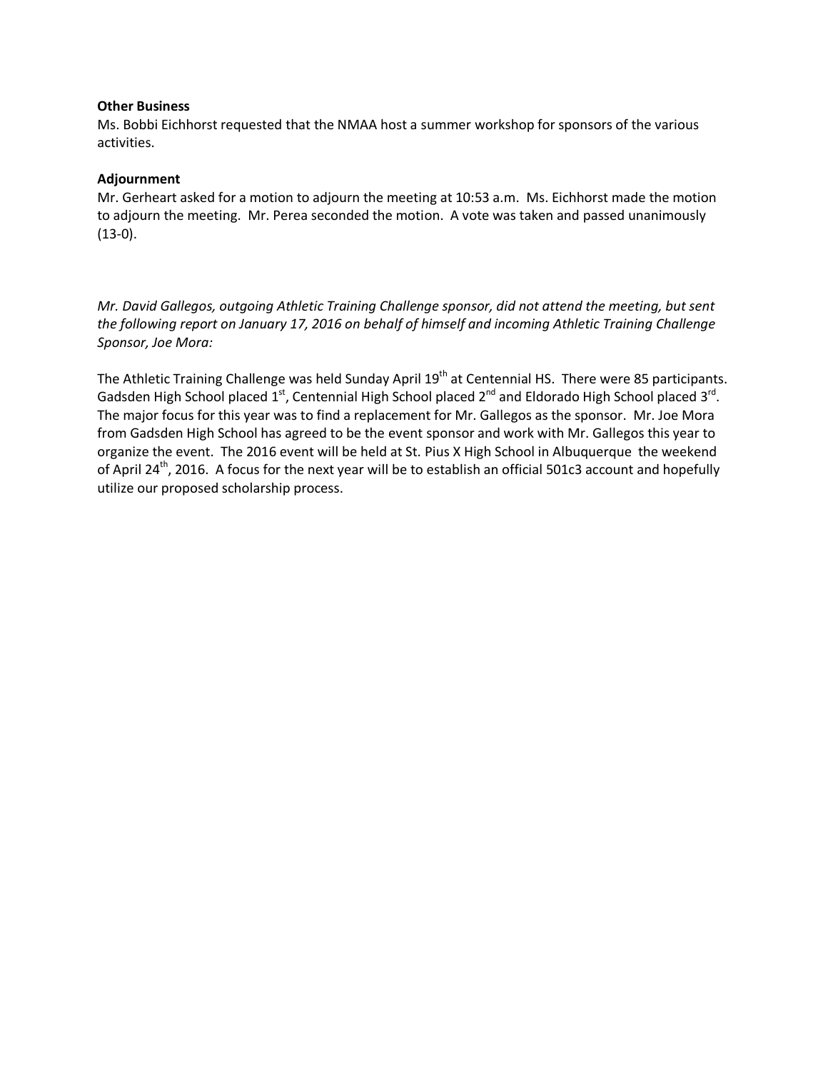**Other Business**

Ms. Bobbi Eichhorst requested that the NMAA host a summer workshop for sponsors of the various activities.

**Adjournment**

Mr. Gerheart asked for a motion to adjourn the meeting at 10:53 a.m. Ms. Eichhorst made the motion to adjourn the meeting. Mr. Perea seconded the motion. A vote was taken and passed unanimously (13-0).

*Mr. David Gallegos, outgoing Athletic Training Challenge sponsor, did not attend the meeting, but sent the following report on January 17, 2016 on behalf of himself and incoming Athletic Training Challenge Sponsor, Joe Mora:*

The Athletic Training Challenge was held Sunday April 19th at Centennial HS. There were 85 participants. Gadsden High School placed 1st, Centennial High School placed 2nd and Eldorado High School placed 3rd. The major focus for this year was to find a replacement for Mr. Gallegos as the sponsor. Mr. Joe Mora from Gadsden High School has agreed to be the event sponsor and work with Mr. Gallegos this year to organize the event. The 2016 event will be held at St. Pius X High School in Albuquerque the weekend of April 24th, 2016. A focus for the next year will be to establish an official 501c3 account and hopefully utilize our proposed scholarship process.